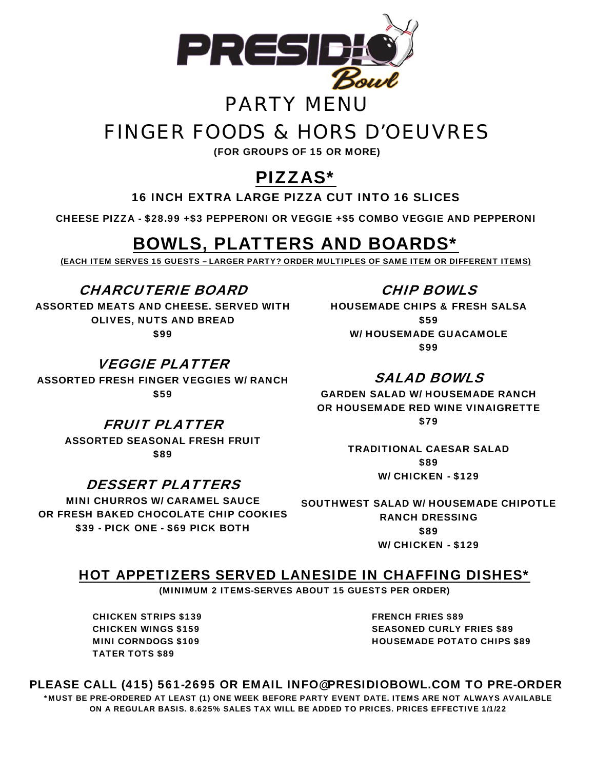# PARTY MENU

# FINGER FOODS & HORS D'OEUVRES

**(FOR GROUPS OF 15 OR MORE)**

## PIZZAS*

**16 INCH EXTRA LARGE PIZZA CUT INTO 16 SLICES**

**CHEESE PIZZA - $28.99 +$3 PEPPERONI OR VEGGIE +$5 COMBO VEGGIE AND PEPPERONI**

## BOWLS, PLATTERS AND BOARDS*

**(EACH ITEM SERVES 15 GUESTS – LARGER PARTY? ORDER MULTIPLES OF SAME ITEM OR DIFFERENT ITEMS)**

### *CHARCUTERIE BOARD*

**ASSORTED MEATS AND CHEESE. SERVED WITH OLIVES, NUTS AND BREAD**
**$99**

### *VEGGIE PLATTER*

**ASSORTED FRESH FINGER VEGGIES W/ RANCH**
**$59**

### *FRUIT PLATTER*

**ASSORTED SEASONAL FRESH FRUIT**
**$89**

### *DESSERT PLATTERS*

**MINI CHURROS W/ CARAMEL SAUCE OR FRESH BAKED CHOCOLATE CHIP COOKIES**
**$39 - PICK ONE - $69 PICK BOTH**

### *CHIP BOWLS*

**HOUSEMADE CHIPS & FRESH SALSA**
**$59**
**W/ HOUSEMADE GUACAMOLE**
**$99**

### *SALAD BOWLS*

**GARDEN SALAD W/ HOUSEMADE RANCH OR HOUSEMADE RED WINE VINAIGRETTE**
**$79**

**TRADITIONAL CAESAR SALAD**
**$89**
**W/ CHICKEN - $129**

**SOUTHWEST SALAD W/ HOUSEMADE CHIPOTLE RANCH DRESSING**
**$89**
**W/ CHICKEN - $129**

## HOT APPETIZERS SERVED LANESIDE IN CHAFFING DISHES*

**(MINIMUM 2 ITEMS-SERVES ABOUT 15 GUESTS PER ORDER)**

**CHICKEN STRIPS $139**
**CHICKEN WINGS $159**
**MINI CORNDOGS $109**
**TATER TOTS $89**
**FRENCH FRIES $89**
**SEASONED CURLY FRIES $89**
**HOUSEMADE POTATO CHIPS $89**

**PLEASE CALL (415) 561-2695 OR EMAIL INFO@PRESIDIOBOWL.COM TO PRE-ORDER**

**\*MUST BE PRE-ORDERED AT LEAST (1) ONE WEEK BEFORE PARTY EVENT DATE. ITEMS ARE NOT ALWAYS AVAILABLE ON A REGULAR BASIS. 8.625% SALES TAX WILL BE ADDED TO PRICES. PRICES EFFECTIVE 1/1/22**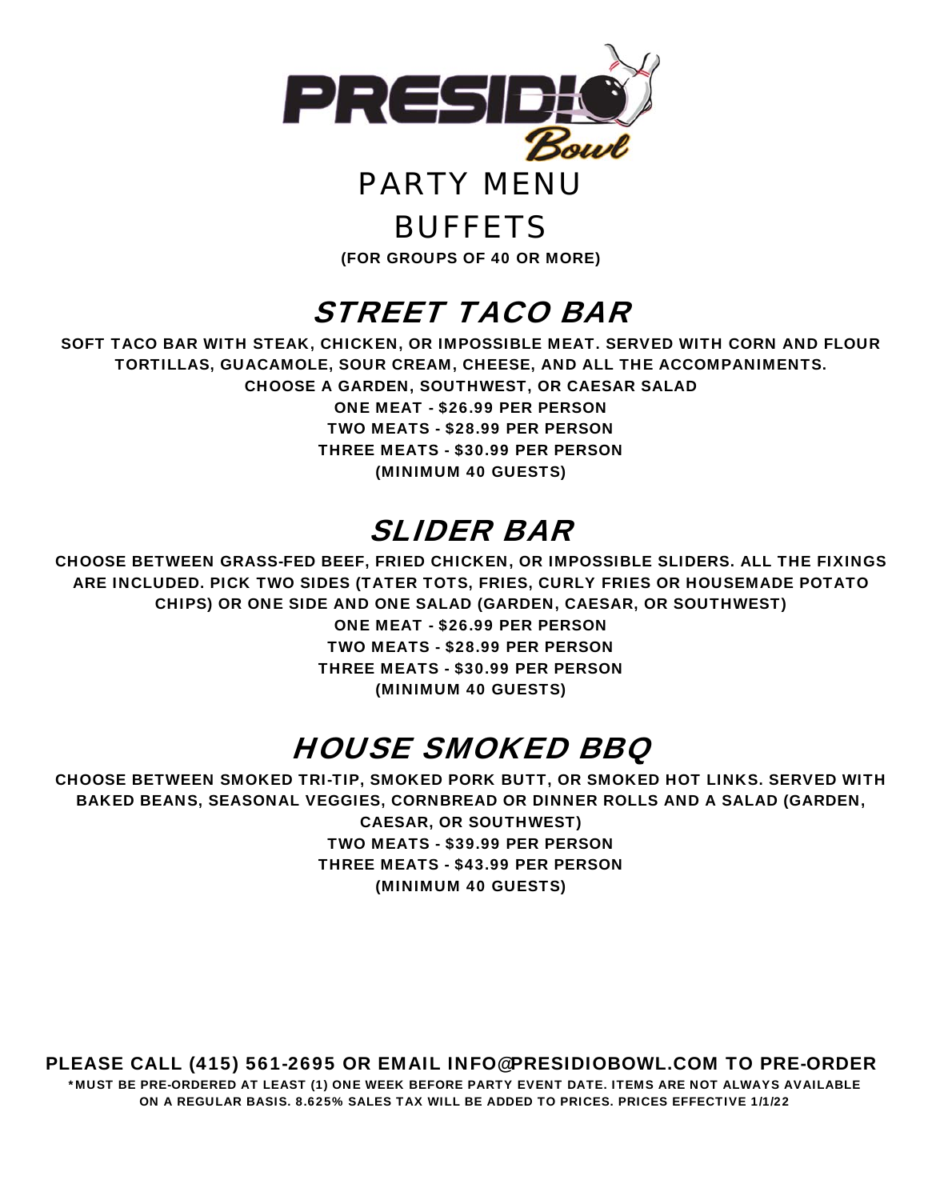# PARTY MENU

# BUFFETS

**(FOR GROUPS OF 40 OR MORE)**

## *STREET TACO BAR*

**SOFT TACO BAR WITH STEAK, CHICKEN, OR IMPOSSIBLE MEAT. SERVED WITH CORN AND FLOUR TORTILLAS, GUACAMOLE, SOUR CREAM, CHEESE, AND ALL THE ACCOMPANIMENTS.**

**CHOOSE A GARDEN, SOUTHWEST, OR CAESAR SALAD**

**ONE MEAT - $26.99 PER PERSON**

**TWO MEATS - $28.99 PER PERSON**

**THREE MEATS - $30.99 PER PERSON**

**(MINIMUM 40 GUESTS)**

## *SLIDER BAR*

**CHOOSE BETWEEN GRASS-FED BEEF, FRIED CHICKEN, OR IMPOSSIBLE SLIDERS. ALL THE FIXINGS ARE INCLUDED. PICK TWO SIDES (TATER TOTS, FRIES, CURLY FRIES OR HOUSEMADE POTATO CHIPS) OR ONE SIDE AND ONE SALAD (GARDEN, CAESAR, OR SOUTHWEST)**

**ONE MEAT - $26.99 PER PERSON**

**TWO MEATS - $28.99 PER PERSON**

**THREE MEATS - $30.99 PER PERSON**

**(MINIMUM 40 GUESTS)**

## *HOUSE SMOKED BBQ*

**CHOOSE BETWEEN SMOKED TRI-TIP, SMOKED PORK BUTT, OR SMOKED HOT LINKS. SERVED WITH BAKED BEANS, SEASONAL VEGGIES, CORNBREAD OR DINNER ROLLS AND A SALAD (GARDEN, CAESAR, OR SOUTHWEST)**

**TWO MEATS - $39.99 PER PERSON**

**THREE MEATS - $43.99 PER PERSON**

**(MINIMUM 40 GUESTS)**

**PLEASE CALL (415) 561-2695 OR EMAIL INFO@PRESIDIOBOWL.COM TO PRE-ORDER**

**\*MUST BE PRE-ORDERED AT LEAST (1) ONE WEEK BEFORE PARTY EVENT DATE. ITEMS ARE NOT ALWAYS AVAILABLE ON A REGULAR BASIS. 8.625% SALES TAX WILL BE ADDED TO PRICES. PRICES EFFECTIVE 1/1/22**